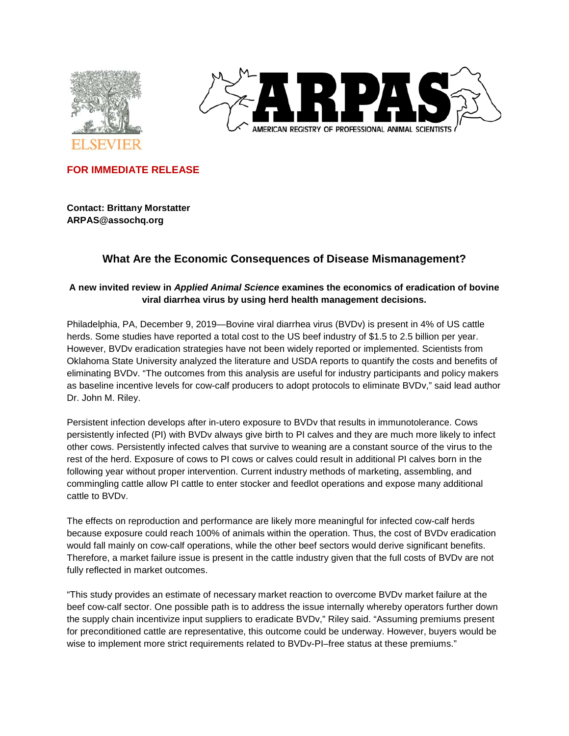**FOR IMMEDIATE RELEASE**

**Contact: Brittany Morstatter**
**ARPAS@assochq.org**

# What Are the Economic Consequences of Disease Mismanagement?

**A new invited review in *Applied Animal Science* examines the economics of eradication of bovine viral diarrhea virus by using herd health management decisions.**

Philadelphia, PA, December 9, 2019—Bovine viral diarrhea virus (BVDv) is present in 4% of US cattle herds. Some studies have reported a total cost to the US beef industry of $1.5 to 2.5 billion per year. However, BVDv eradication strategies have not been widely reported or implemented. Scientists from Oklahoma State University analyzed the literature and USDA reports to quantify the costs and benefits of eliminating BVDv. "The outcomes from this analysis are useful for industry participants and policy makers as baseline incentive levels for cow-calf producers to adopt protocols to eliminate BVDv," said lead author Dr. John M. Riley.

Persistent infection develops after in-utero exposure to BVDv that results in immunotolerance. Cows persistently infected (PI) with BVDv always give birth to PI calves and they are much more likely to infect other cows. Persistently infected calves that survive to weaning are a constant source of the virus to the rest of the herd. Exposure of cows to PI cows or calves could result in additional PI calves born in the following year without proper intervention. Current industry methods of marketing, assembling, and commingling cattle allow PI cattle to enter stocker and feedlot operations and expose many additional cattle to BVDv.

The effects on reproduction and performance are likely more meaningful for infected cow-calf herds because exposure could reach 100% of animals within the operation. Thus, the cost of BVDv eradication would fall mainly on cow-calf operations, while the other beef sectors would derive significant benefits. Therefore, a market failure issue is present in the cattle industry given that the full costs of BVDv are not fully reflected in market outcomes.

"This study provides an estimate of necessary market reaction to overcome BVDv market failure at the beef cow-calf sector. One possible path is to address the issue internally whereby operators further down the supply chain incentivize input suppliers to eradicate BVDv," Riley said. "Assuming premiums present for preconditioned cattle are representative, this outcome could be underway. However, buyers would be wise to implement more strict requirements related to BVDv-PI–free status at these premiums."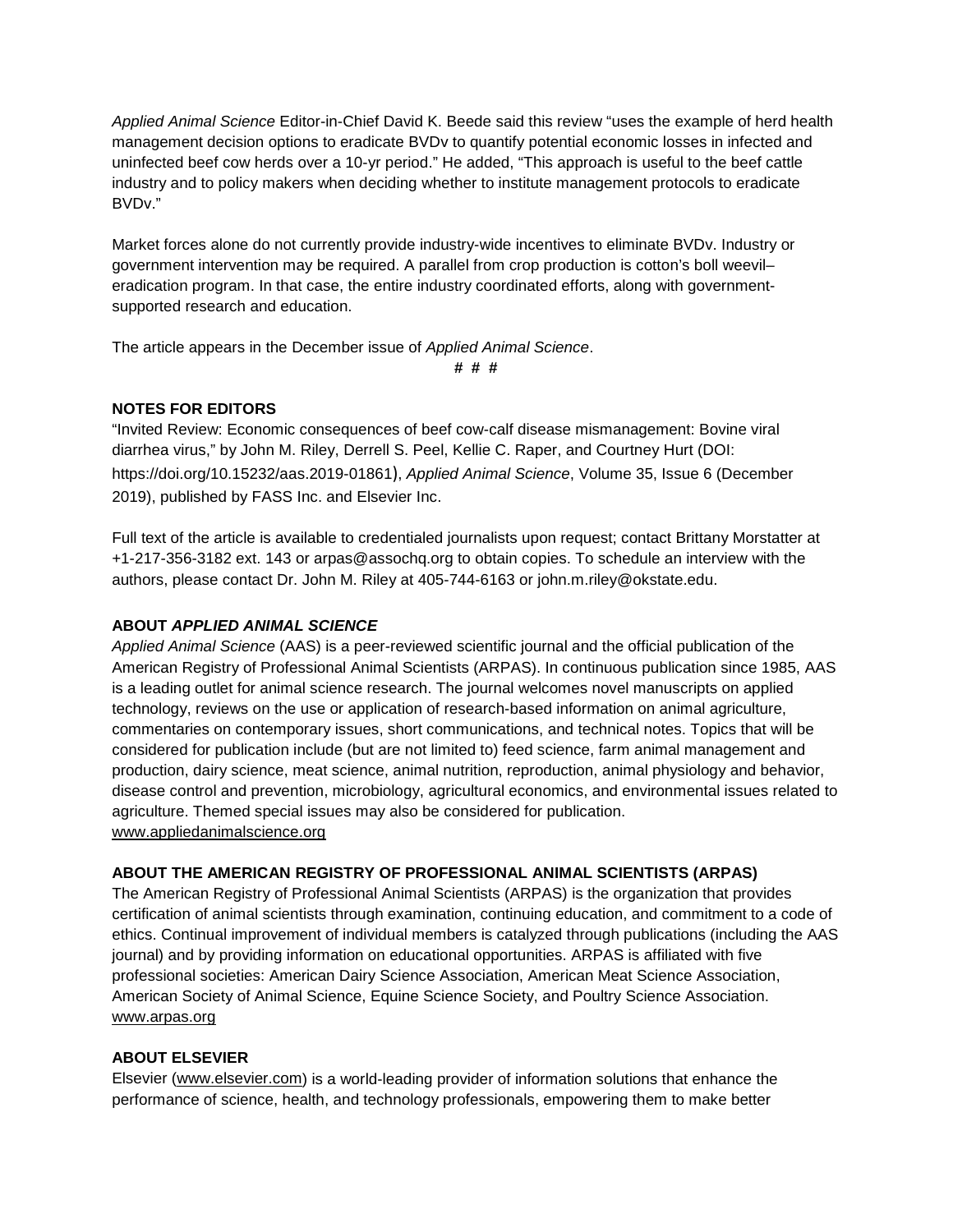*Applied Animal Science* Editor-in-Chief David K. Beede said this review "uses the example of herd health management decision options to eradicate BVDv to quantify potential economic losses in infected and uninfected beef cow herds over a 10-yr period." He added, "This approach is useful to the beef cattle industry and to policy makers when deciding whether to institute management protocols to eradicate BVDv."

Market forces alone do not currently provide industry-wide incentives to eliminate BVDv. Industry or government intervention may be required. A parallel from crop production is cotton's boll weevil–eradication program. In that case, the entire industry coordinated efforts, along with government-supported research and education.

The article appears in the December issue of *Applied Animal Science*.

# # #

**NOTES FOR EDITORS**

"Invited Review: Economic consequences of beef cow-calf disease mismanagement: Bovine viral diarrhea virus," by John M. Riley, Derrell S. Peel, Kellie C. Raper, and Courtney Hurt (DOI: https://doi.org/10.15232/aas.2019-01861), *Applied Animal Science*, Volume 35, Issue 6 (December 2019), published by FASS Inc. and Elsevier Inc.

Full text of the article is available to credentialed journalists upon request; contact Brittany Morstatter at +1-217-356-3182 ext. 143 or arpas@assochq.org to obtain copies. To schedule an interview with the authors, please contact Dr. John M. Riley at 405-744-6163 or john.m.riley@okstate.edu.

**ABOUT *APPLIED ANIMAL SCIENCE***

*Applied Animal Science* (AAS) is a peer-reviewed scientific journal and the official publication of the American Registry of Professional Animal Scientists (ARPAS). In continuous publication since 1985, AAS is a leading outlet for animal science research. The journal welcomes novel manuscripts on applied technology, reviews on the use or application of research-based information on animal agriculture, commentaries on contemporary issues, short communications, and technical notes. Topics that will be considered for publication include (but are not limited to) feed science, farm animal management and production, dairy science, meat science, animal nutrition, reproduction, animal physiology and behavior, disease control and prevention, microbiology, agricultural economics, and environmental issues related to agriculture. Themed special issues may also be considered for publication.
www.appliedanimalscience.org

**ABOUT THE AMERICAN REGISTRY OF PROFESSIONAL ANIMAL SCIENTISTS (ARPAS)**

The American Registry of Professional Animal Scientists (ARPAS) is the organization that provides certification of animal scientists through examination, continuing education, and commitment to a code of ethics. Continual improvement of individual members is catalyzed through publications (including the AAS journal) and by providing information on educational opportunities. ARPAS is affiliated with five professional societies: American Dairy Science Association, American Meat Science Association, American Society of Animal Science, Equine Science Society, and Poultry Science Association.
www.arpas.org

**ABOUT ELSEVIER**

Elsevier (www.elsevier.com) is a world-leading provider of information solutions that enhance the performance of science, health, and technology professionals, empowering them to make better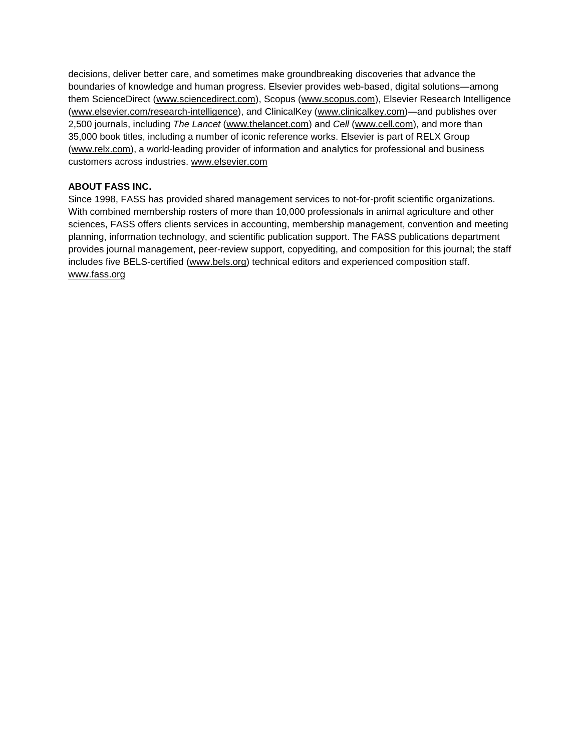decisions, deliver better care, and sometimes make groundbreaking discoveries that advance the boundaries of knowledge and human progress. Elsevier provides web-based, digital solutions—among them ScienceDirect (www.sciencedirect.com), Scopus (www.scopus.com), Elsevier Research Intelligence (www.elsevier.com/research-intelligence), and ClinicalKey (www.clinicalkey.com)—and publishes over 2,500 journals, including *The Lancet* (www.thelancet.com) and *Cell* (www.cell.com), and more than 35,000 book titles, including a number of iconic reference works. Elsevier is part of RELX Group (www.relx.com), a world-leading provider of information and analytics for professional and business customers across industries. www.elsevier.com

**ABOUT FASS INC.**

Since 1998, FASS has provided shared management services to not-for-profit scientific organizations. With combined membership rosters of more than 10,000 professionals in animal agriculture and other sciences, FASS offers clients services in accounting, membership management, convention and meeting planning, information technology, and scientific publication support. The FASS publications department provides journal management, peer-review support, copyediting, and composition for this journal; the staff includes five BELS-certified (www.bels.org) technical editors and experienced composition staff. www.fass.org